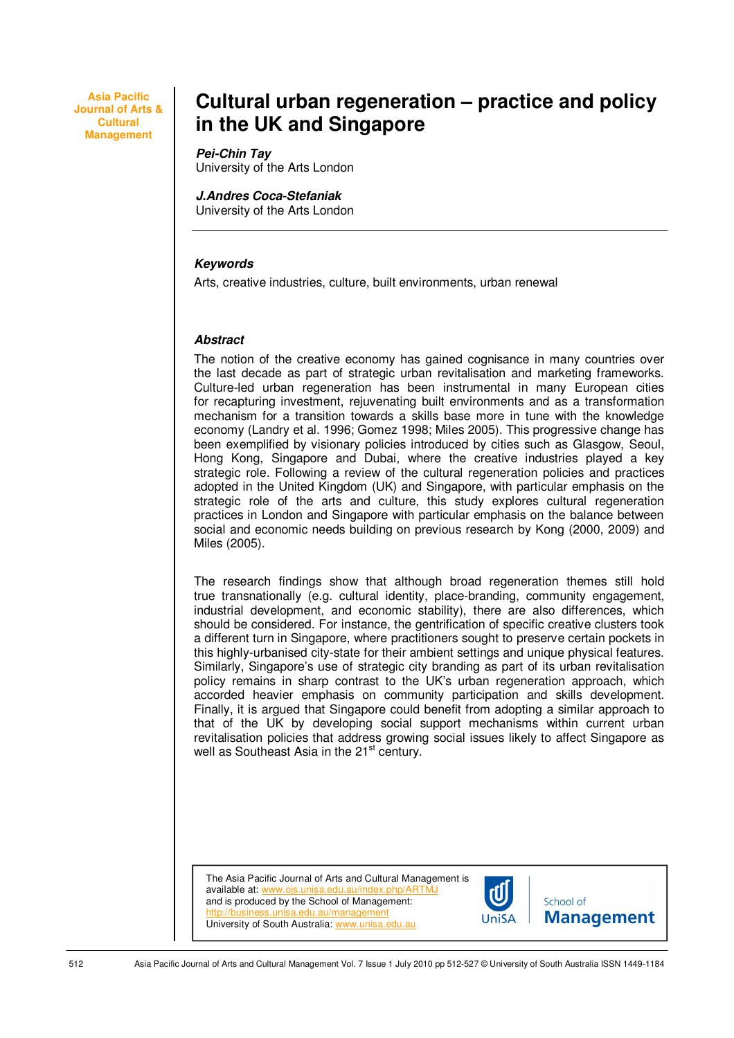Asia Pacific Journal of Arts & Cultural Management

# Cultural urban regeneration – practice and policy in the UK and Singapore

***Pei-Chin Tay***
University of the Arts London

***J.Andres Coca-Stefaniak***
University of the Arts London

### *Keywords*

Arts, creative industries, culture, built environments, urban renewal

### *Abstract*

The notion of the creative economy has gained cognisance in many countries over the last decade as part of strategic urban revitalisation and marketing frameworks. Culture-led urban regeneration has been instrumental in many European cities for recapturing investment, rejuvenating built environments and as a transformation mechanism for a transition towards a skills base more in tune with the knowledge economy (Landry et al. 1996; Gomez 1998; Miles 2005). This progressive change has been exemplified by visionary policies introduced by cities such as Glasgow, Seoul, Hong Kong, Singapore and Dubai, where the creative industries played a key strategic role. Following a review of the cultural regeneration policies and practices adopted in the United Kingdom (UK) and Singapore, with particular emphasis on the strategic role of the arts and culture, this study explores cultural regeneration practices in London and Singapore with particular emphasis on the balance between social and economic needs building on previous research by Kong (2000, 2009) and Miles (2005).

The research findings show that although broad regeneration themes still hold true transnationally (e.g. cultural identity, place-branding, community engagement, industrial development, and economic stability), there are also differences, which should be considered. For instance, the gentrification of specific creative clusters took a different turn in Singapore, where practitioners sought to preserve certain pockets in this highly-urbanised city-state for their ambient settings and unique physical features. Similarly, Singapore's use of strategic city branding as part of its urban revitalisation policy remains in sharp contrast to the UK's urban regeneration approach, which accorded heavier emphasis on community participation and skills development. Finally, it is argued that Singapore could benefit from adopting a similar approach to that of the UK by developing social support mechanisms within current urban revitalisation policies that address growing social issues likely to affect Singapore as well as Southeast Asia in the 21st century.

The Asia Pacific Journal of Arts and Cultural Management is available at: www.ojs.unisa.edu.au/index.php/ARTMJ
and is produced by the School of Management: http://business.unisa.edu.au/management
University of South Australia: www.unisa.edu.au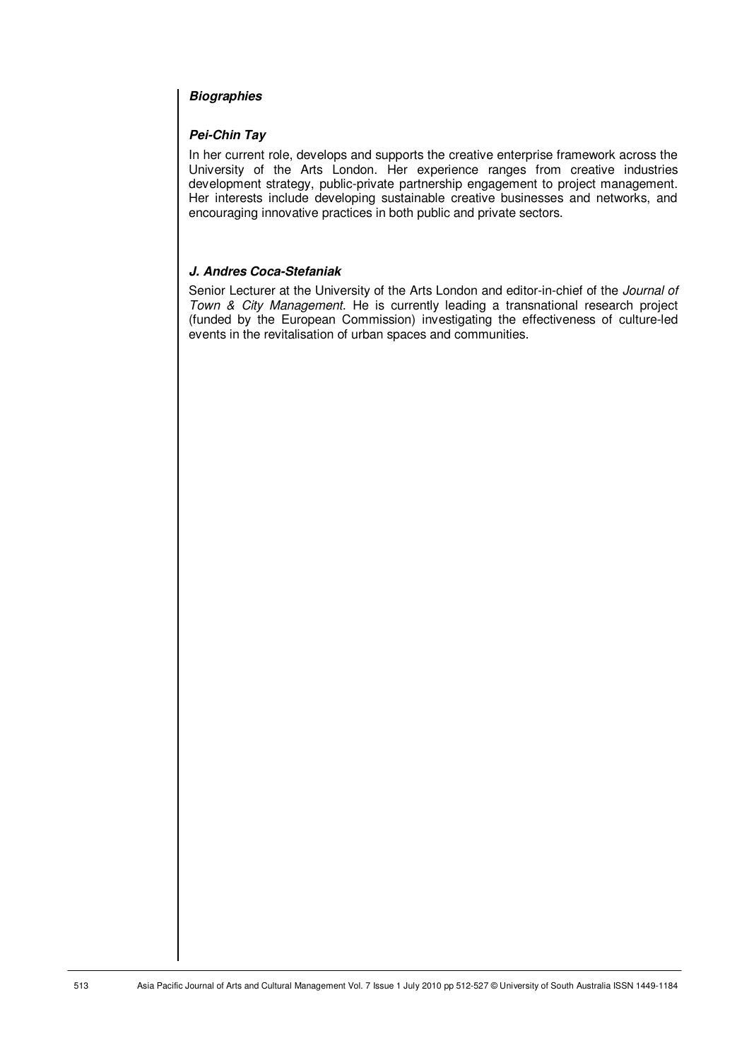## *Biographies*

### *Pei-Chin Tay*

In her current role, develops and supports the creative enterprise framework across the University of the Arts London. Her experience ranges from creative industries development strategy, public-private partnership engagement to project management. Her interests include developing sustainable creative businesses and networks, and encouraging innovative practices in both public and private sectors.

### *J. Andres Coca-Stefaniak*

Senior Lecturer at the University of the Arts London and editor-in-chief of the *Journal of Town & City Management*. He is currently leading a transnational research project (funded by the European Commission) investigating the effectiveness of culture-led events in the revitalisation of urban spaces and communities.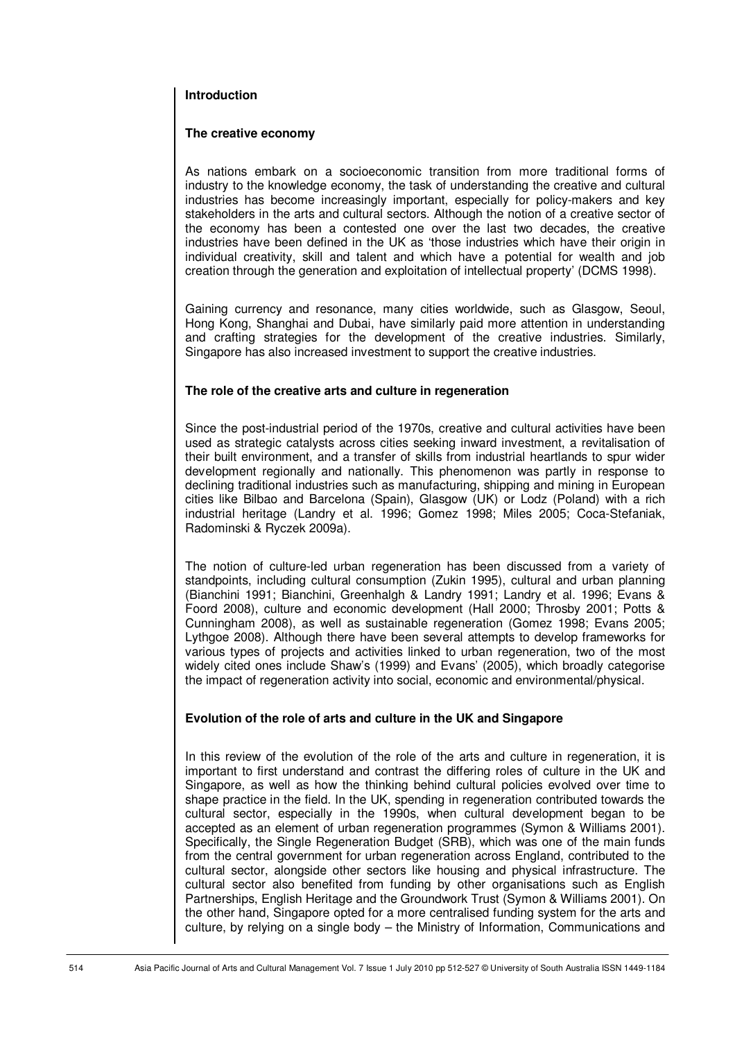## Introduction

### The creative economy

As nations embark on a socioeconomic transition from more traditional forms of industry to the knowledge economy, the task of understanding the creative and cultural industries has become increasingly important, especially for policy-makers and key stakeholders in the arts and cultural sectors. Although the notion of a creative sector of the economy has been a contested one over the last two decades, the creative industries have been defined in the UK as 'those industries which have their origin in individual creativity, skill and talent and which have a potential for wealth and job creation through the generation and exploitation of intellectual property' (DCMS 1998).

Gaining currency and resonance, many cities worldwide, such as Glasgow, Seoul, Hong Kong, Shanghai and Dubai, have similarly paid more attention in understanding and crafting strategies for the development of the creative industries. Similarly, Singapore has also increased investment to support the creative industries.

### The role of the creative arts and culture in regeneration

Since the post-industrial period of the 1970s, creative and cultural activities have been used as strategic catalysts across cities seeking inward investment, a revitalisation of their built environment, and a transfer of skills from industrial heartlands to spur wider development regionally and nationally. This phenomenon was partly in response to declining traditional industries such as manufacturing, shipping and mining in European cities like Bilbao and Barcelona (Spain), Glasgow (UK) or Lodz (Poland) with a rich industrial heritage (Landry et al. 1996; Gomez 1998; Miles 2005; Coca-Stefaniak, Radominski & Ryczek 2009a).

The notion of culture-led urban regeneration has been discussed from a variety of standpoints, including cultural consumption (Zukin 1995), cultural and urban planning (Bianchini 1991; Bianchini, Greenhalgh & Landry 1991; Landry et al. 1996; Evans & Foord 2008), culture and economic development (Hall 2000; Throsby 2001; Potts & Cunningham 2008), as well as sustainable regeneration (Gomez 1998; Evans 2005; Lythgoe 2008). Although there have been several attempts to develop frameworks for various types of projects and activities linked to urban regeneration, two of the most widely cited ones include Shaw's (1999) and Evans' (2005), which broadly categorise the impact of regeneration activity into social, economic and environmental/physical.

### Evolution of the role of arts and culture in the UK and Singapore

In this review of the evolution of the role of the arts and culture in regeneration, it is important to first understand and contrast the differing roles of culture in the UK and Singapore, as well as how the thinking behind cultural policies evolved over time to shape practice in the field. In the UK, spending in regeneration contributed towards the cultural sector, especially in the 1990s, when cultural development began to be accepted as an element of urban regeneration programmes (Symon & Williams 2001). Specifically, the Single Regeneration Budget (SRB), which was one of the main funds from the central government for urban regeneration across England, contributed to the cultural sector, alongside other sectors like housing and physical infrastructure. The cultural sector also benefited from funding by other organisations such as English Partnerships, English Heritage and the Groundwork Trust (Symon & Williams 2001). On the other hand, Singapore opted for a more centralised funding system for the arts and culture, by relying on a single body – the Ministry of Information, Communications and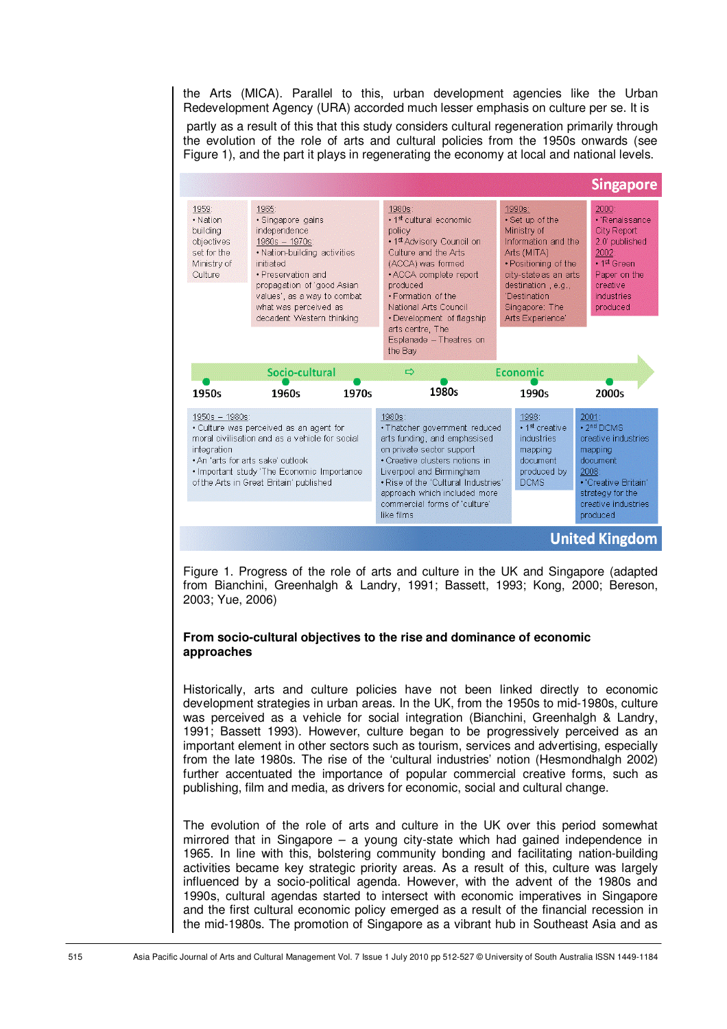the Arts (MICA). Parallel to this, urban development agencies like the Urban Redevelopment Agency (URA) accorded much lesser emphasis on culture per se. It is

partly as a result of this that this study considers cultural regeneration primarily through the evolution of the role of arts and cultural policies from the 1950s onwards (see Figure 1), and the part it plays in regenerating the economy at local and national levels.

**Singapore**

| 1959: | 1965: | 1980s: | 1990s: | 2000: |
|---|---|---|---|---|
| • Nation building objectives set for the Ministry of Culture | • Singapore gains independence<br>1960s – 1970s:<br>• Nation-building activities initiated<br>• Preservation and propagation of 'good Asian values', as a way to combat what was perceived as decadent Western thinking | • 1st cultural economic policy<br>• 1st Advisory Council on Culture and the Arts (ACCA) was formed<br>• ACCA complete report produced<br>• Formation of the National Arts Council<br>• Development of flagship arts centre, The Esplanade – Theatres on the Bay | • Set up of the Ministry of Information and the Arts (MITA)<br>• Positioning of the city-state as an arts destination, e.g., 'Destination Singapore: The Arts Experience' | • 'Renaissance City Report 2.0' published<br>2002:<br>• 1st Green Paper on the creative industries produced |

Socio-cultural ⇨ Economic

1950s — 1960s — 1970s — 1980s — 1990s — 2000s

| 1950s – 1980s: | 1980s: | 1998: | 2001: |
|---|---|---|---|
| • Culture was perceived as an agent for moral civilisation and as a vehicle for social integration<br>• An 'arts for arts sake' outlook<br>• Important study 'The Economic Importance of the Arts in Great Britain' published | • Thatcher government reduced arts funding, and emphasised on private sector support<br>• Creative clusters notions in Liverpool and Birmingham<br>• Rise of the 'Cultural Industries' approach which included more commercial forms of 'culture' like films | • 1st creative industries mapping document produced by DCMS | • 2nd DCMS creative industries mapping document<br>2008:<br>• 'Creative Britain' strategy for the creative industries produced |

**United Kingdom**

Figure 1. Progress of the role of arts and culture in the UK and Singapore (adapted from Bianchini, Greenhalgh & Landry, 1991; Bassett, 1993; Kong, 2000; Bereson, 2003; Yue, 2006)

## From socio-cultural objectives to the rise and dominance of economic approaches

Historically, arts and culture policies have not been linked directly to economic development strategies in urban areas. In the UK, from the 1950s to mid-1980s, culture was perceived as a vehicle for social integration (Bianchini, Greenhalgh & Landry, 1991; Bassett 1993). However, culture began to be progressively perceived as an important element in other sectors such as tourism, services and advertising, especially from the late 1980s. The rise of the 'cultural industries' notion (Hesmondhalgh 2002) further accentuated the importance of popular commercial creative forms, such as publishing, film and media, as drivers for economic, social and cultural change.

The evolution of the role of arts and culture in the UK over this period somewhat mirrored that in Singapore – a young city-state which had gained independence in 1965. In line with this, bolstering community bonding and facilitating nation-building activities became key strategic priority areas. As a result of this, culture was largely influenced by a socio-political agenda. However, with the advent of the 1980s and 1990s, cultural agendas started to intersect with economic imperatives in Singapore and the first cultural economic policy emerged as a result of the financial recession in the mid-1980s. The promotion of Singapore as a vibrant hub in Southeast Asia and as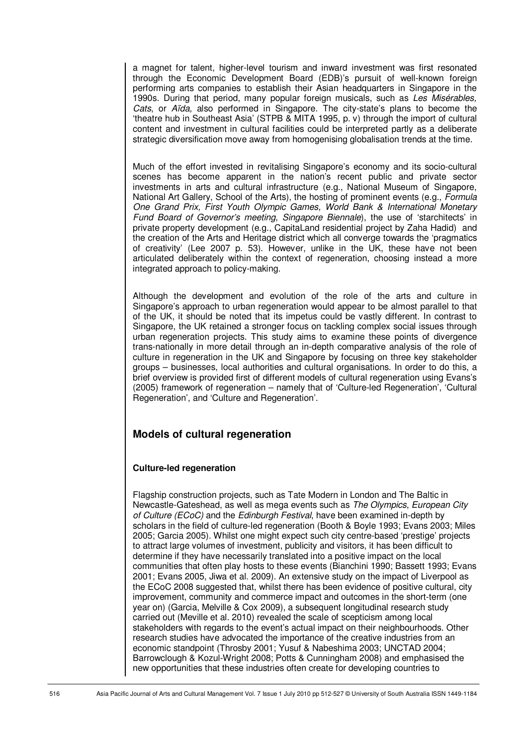a magnet for talent, higher-level tourism and inward investment was first resonated through the Economic Development Board (EDB)'s pursuit of well-known foreign performing arts companies to establish their Asian headquarters in Singapore in the 1990s. During that period, many popular foreign musicals, such as *Les Misérables, Cats*, or *Aïda,* also performed in Singapore. The city-state's plans to become the 'theatre hub in Southeast Asia' (STPB & MITA 1995, p. v) through the import of cultural content and investment in cultural facilities could be interpreted partly as a deliberate strategic diversification move away from homogenising globalisation trends at the time.

Much of the effort invested in revitalising Singapore's economy and its socio-cultural scenes has become apparent in the nation's recent public and private sector investments in arts and cultural infrastructure (e.g., National Museum of Singapore, National Art Gallery, School of the Arts), the hosting of prominent events (e.g., *Formula One Grand Prix, First Youth Olympic Games, World Bank & International Monetary Fund Board of Governor's meeting, Singapore Biennale*), the use of 'starchitects' in private property development (e.g., CapitaLand residential project by Zaha Hadid) and the creation of the Arts and Heritage district which all converge towards the 'pragmatics of creativity' (Lee 2007 p. 53). However, unlike in the UK, these have not been articulated deliberately within the context of regeneration, choosing instead a more integrated approach to policy-making.

Although the development and evolution of the role of the arts and culture in Singapore's approach to urban regeneration would appear to be almost parallel to that of the UK, it should be noted that its impetus could be vastly different. In contrast to Singapore, the UK retained a stronger focus on tackling complex social issues through urban regeneration projects. This study aims to examine these points of divergence trans-nationally in more detail through an in-depth comparative analysis of the role of culture in regeneration in the UK and Singapore by focusing on three key stakeholder groups – businesses, local authorities and cultural organisations. In order to do this, a brief overview is provided first of different models of cultural regeneration using Evans's (2005) framework of regeneration – namely that of 'Culture-led Regeneration', 'Cultural Regeneration', and 'Culture and Regeneration'.

## Models of cultural regeneration

### Culture-led regeneration

Flagship construction projects, such as Tate Modern in London and The Baltic in Newcastle-Gateshead, as well as mega events such as *The Olympics*, *European City of Culture (ECoC)* and the *Edinburgh Festival*, have been examined in-depth by scholars in the field of culture-led regeneration (Booth & Boyle 1993; Evans 2003; Miles 2005; Garcia 2005). Whilst one might expect such city centre-based 'prestige' projects to attract large volumes of investment, publicity and visitors, it has been difficult to determine if they have necessarily translated into a positive impact on the local communities that often play hosts to these events (Bianchini 1990; Bassett 1993; Evans 2001; Evans 2005, Jiwa et al. 2009). An extensive study on the impact of Liverpool as the ECoC 2008 suggested that, whilst there has been evidence of positive cultural, city improvement, community and commerce impact and outcomes in the short-term (one year on) (Garcia, Melville & Cox 2009), a subsequent longitudinal research study carried out (Meville et al. 2010) revealed the scale of scepticism among local stakeholders with regards to the event's actual impact on their neighbourhoods. Other research studies have advocated the importance of the creative industries from an economic standpoint (Throsby 2001; Yusuf & Nabeshima 2003; UNCTAD 2004; Barrowclough & Kozul-Wright 2008; Potts & Cunningham 2008) and emphasised the new opportunities that these industries often create for developing countries to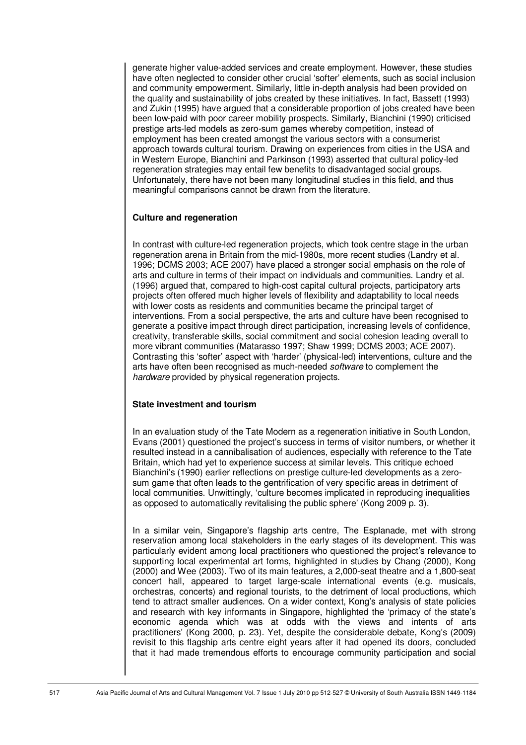generate higher value-added services and create employment. However, these studies have often neglected to consider other crucial 'softer' elements, such as social inclusion and community empowerment. Similarly, little in-depth analysis had been provided on the quality and sustainability of jobs created by these initiatives. In fact, Bassett (1993) and Zukin (1995) have argued that a considerable proportion of jobs created have been been low-paid with poor career mobility prospects. Similarly, Bianchini (1990) criticised prestige arts-led models as zero-sum games whereby competition, instead of employment has been created amongst the various sectors with a consumerist approach towards cultural tourism. Drawing on experiences from cities in the USA and in Western Europe, Bianchini and Parkinson (1993) asserted that cultural policy-led regeneration strategies may entail few benefits to disadvantaged social groups. Unfortunately, there have not been many longitudinal studies in this field, and thus meaningful comparisons cannot be drawn from the literature.

**Culture and regeneration**

In contrast with culture-led regeneration projects, which took centre stage in the urban regeneration arena in Britain from the mid-1980s, more recent studies (Landry et al. 1996; DCMS 2003; ACE 2007) have placed a stronger social emphasis on the role of arts and culture in terms of their impact on individuals and communities. Landry et al. (1996) argued that, compared to high-cost capital cultural projects, participatory arts projects often offered much higher levels of flexibility and adaptability to local needs with lower costs as residents and communities became the principal target of interventions. From a social perspective, the arts and culture have been recognised to generate a positive impact through direct participation, increasing levels of confidence, creativity, transferable skills, social commitment and social cohesion leading overall to more vibrant communities (Matarasso 1997; Shaw 1999; DCMS 2003; ACE 2007). Contrasting this 'softer' aspect with 'harder' (physical-led) interventions, culture and the arts have often been recognised as much-needed *software* to complement the *hardware* provided by physical regeneration projects.

**State investment and tourism**

In an evaluation study of the Tate Modern as a regeneration initiative in South London, Evans (2001) questioned the project's success in terms of visitor numbers, or whether it resulted instead in a cannibalisation of audiences, especially with reference to the Tate Britain, which had yet to experience success at similar levels. This critique echoed Bianchini's (1990) earlier reflections on prestige culture-led developments as a zero-sum game that often leads to the gentrification of very specific areas in detriment of local communities. Unwittingly, 'culture becomes implicated in reproducing inequalities as opposed to automatically revitalising the public sphere' (Kong 2009 p. 3).

In a similar vein, Singapore's flagship arts centre, The Esplanade, met with strong reservation among local stakeholders in the early stages of its development. This was particularly evident among local practitioners who questioned the project's relevance to supporting local experimental art forms, highlighted in studies by Chang (2000), Kong (2000) and Wee (2003). Two of its main features, a 2,000-seat theatre and a 1,800-seat concert hall, appeared to target large-scale international events (e.g. musicals, orchestras, concerts) and regional tourists, to the detriment of local productions, which tend to attract smaller audiences. On a wider context, Kong's analysis of state policies and research with key informants in Singapore, highlighted the 'primacy of the state's economic agenda which was at odds with the views and intents of arts practitioners' (Kong 2000, p. 23). Yet, despite the considerable debate, Kong's (2009) revisit to this flagship arts centre eight years after it had opened its doors, concluded that it had made tremendous efforts to encourage community participation and social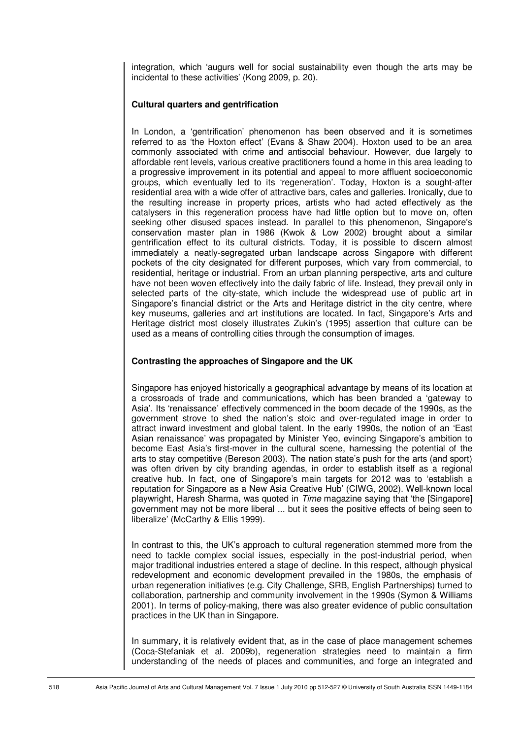integration, which 'augurs well for social sustainability even though the arts may be incidental to these activities' (Kong 2009, p. 20).

**Cultural quarters and gentrification**

In London, a 'gentrification' phenomenon has been observed and it is sometimes referred to as 'the Hoxton effect' (Evans & Shaw 2004). Hoxton used to be an area commonly associated with crime and antisocial behaviour. However, due largely to affordable rent levels, various creative practitioners found a home in this area leading to a progressive improvement in its potential and appeal to more affluent socioeconomic groups, which eventually led to its 'regeneration'. Today, Hoxton is a sought-after residential area with a wide offer of attractive bars, cafes and galleries. Ironically, due to the resulting increase in property prices, artists who had acted effectively as the catalysers in this regeneration process have had little option but to move on, often seeking other disused spaces instead. In parallel to this phenomenon, Singapore's conservation master plan in 1986 (Kwok & Low 2002) brought about a similar gentrification effect to its cultural districts. Today, it is possible to discern almost immediately a neatly-segregated urban landscape across Singapore with different pockets of the city designated for different purposes, which vary from commercial, to residential, heritage or industrial. From an urban planning perspective, arts and culture have not been woven effectively into the daily fabric of life. Instead, they prevail only in selected parts of the city-state, which include the widespread use of public art in Singapore's financial district or the Arts and Heritage district in the city centre, where key museums, galleries and art institutions are located. In fact, Singapore's Arts and Heritage district most closely illustrates Zukin's (1995) assertion that culture can be used as a means of controlling cities through the consumption of images.

**Contrasting the approaches of Singapore and the UK**

Singapore has enjoyed historically a geographical advantage by means of its location at a crossroads of trade and communications, which has been branded a 'gateway to Asia'. Its 'renaissance' effectively commenced in the boom decade of the 1990s, as the government strove to shed the nation's stoic and over-regulated image in order to attract inward investment and global talent. In the early 1990s, the notion of an 'East Asian renaissance' was propagated by Minister Yeo, evincing Singapore's ambition to become East Asia's first-mover in the cultural scene, harnessing the potential of the arts to stay competitive (Bereson 2003). The nation state's push for the arts (and sport) was often driven by city branding agendas, in order to establish itself as a regional creative hub. In fact, one of Singapore's main targets for 2012 was to 'establish a reputation for Singapore as a New Asia Creative Hub' (CIWG, 2002). Well-known local playwright, Haresh Sharma, was quoted in *Time* magazine saying that 'the [Singapore] government may not be more liberal ... but it sees the positive effects of being seen to liberalize' (McCarthy & Ellis 1999).

In contrast to this, the UK's approach to cultural regeneration stemmed more from the need to tackle complex social issues, especially in the post-industrial period, when major traditional industries entered a stage of decline. In this respect, although physical redevelopment and economic development prevailed in the 1980s, the emphasis of urban regeneration initiatives (e.g. City Challenge, SRB, English Partnerships) turned to collaboration, partnership and community involvement in the 1990s (Symon & Williams 2001). In terms of policy-making, there was also greater evidence of public consultation practices in the UK than in Singapore.

In summary, it is relatively evident that, as in the case of place management schemes (Coca-Stefaniak et al. 2009b), regeneration strategies need to maintain a firm understanding of the needs of places and communities, and forge an integrated and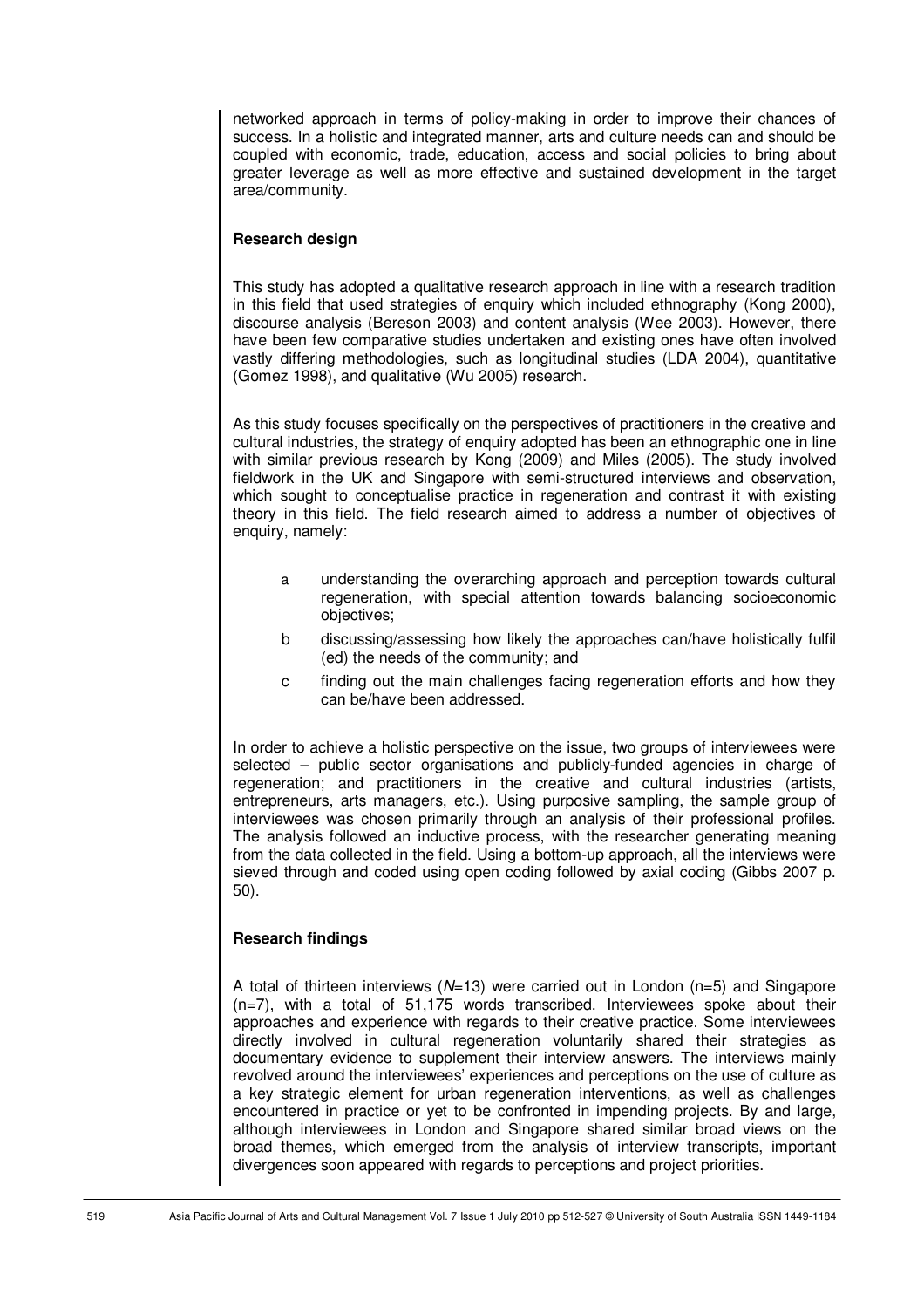networked approach in terms of policy-making in order to improve their chances of success. In a holistic and integrated manner, arts and culture needs can and should be coupled with economic, trade, education, access and social policies to bring about greater leverage as well as more effective and sustained development in the target area/community.

## Research design

This study has adopted a qualitative research approach in line with a research tradition in this field that used strategies of enquiry which included ethnography (Kong 2000), discourse analysis (Bereson 2003) and content analysis (Wee 2003). However, there have been few comparative studies undertaken and existing ones have often involved vastly differing methodologies, such as longitudinal studies (LDA 2004), quantitative (Gomez 1998), and qualitative (Wu 2005) research.

As this study focuses specifically on the perspectives of practitioners in the creative and cultural industries, the strategy of enquiry adopted has been an ethnographic one in line with similar previous research by Kong (2009) and Miles (2005). The study involved fieldwork in the UK and Singapore with semi-structured interviews and observation, which sought to conceptualise practice in regeneration and contrast it with existing theory in this field. The field research aimed to address a number of objectives of enquiry, namely:

a understanding the overarching approach and perception towards cultural regeneration, with special attention towards balancing socioeconomic objectives;

b discussing/assessing how likely the approaches can/have holistically fulfil (ed) the needs of the community; and

c finding out the main challenges facing regeneration efforts and how they can be/have been addressed.

In order to achieve a holistic perspective on the issue, two groups of interviewees were selected – public sector organisations and publicly-funded agencies in charge of regeneration; and practitioners in the creative and cultural industries (artists, entrepreneurs, arts managers, etc.). Using purposive sampling, the sample group of interviewees was chosen primarily through an analysis of their professional profiles. The analysis followed an inductive process, with the researcher generating meaning from the data collected in the field. Using a bottom-up approach, all the interviews were sieved through and coded using open coding followed by axial coding (Gibbs 2007 p. 50).

## Research findings

A total of thirteen interviews ($N$=13) were carried out in London (n=5) and Singapore (n=7), with a total of 51,175 words transcribed. Interviewees spoke about their approaches and experience with regards to their creative practice. Some interviewees directly involved in cultural regeneration voluntarily shared their strategies as documentary evidence to supplement their interview answers. The interviews mainly revolved around the interviewees' experiences and perceptions on the use of culture as a key strategic element for urban regeneration interventions, as well as challenges encountered in practice or yet to be confronted in impending projects. By and large, although interviewees in London and Singapore shared similar broad views on the broad themes, which emerged from the analysis of interview transcripts, important divergences soon appeared with regards to perceptions and project priorities.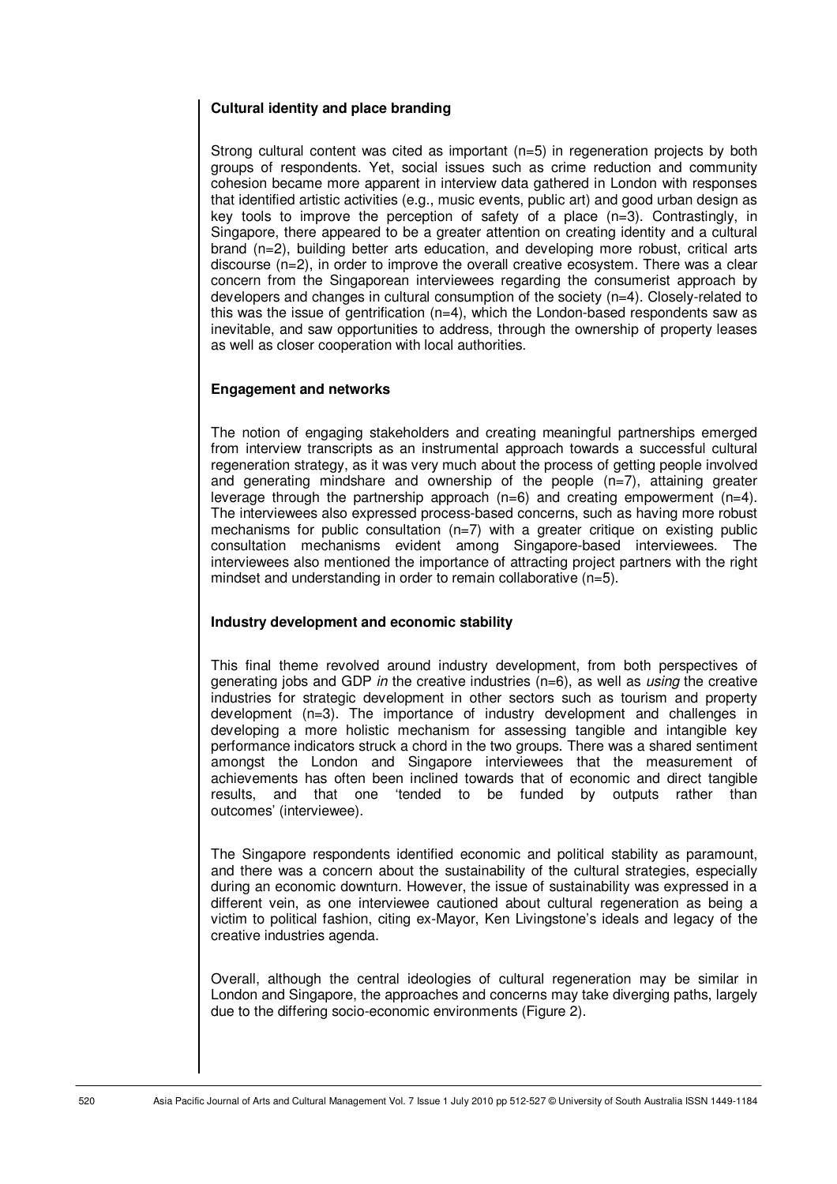**Cultural identity and place branding**

Strong cultural content was cited as important (n=5) in regeneration projects by both groups of respondents. Yet, social issues such as crime reduction and community cohesion became more apparent in interview data gathered in London with responses that identified artistic activities (e.g., music events, public art) and good urban design as key tools to improve the perception of safety of a place (n=3). Contrastingly, in Singapore, there appeared to be a greater attention on creating identity and a cultural brand (n=2), building better arts education, and developing more robust, critical arts discourse (n=2), in order to improve the overall creative ecosystem. There was a clear concern from the Singaporean interviewees regarding the consumerist approach by developers and changes in cultural consumption of the society (n=4). Closely-related to this was the issue of gentrification (n=4), which the London-based respondents saw as inevitable, and saw opportunities to address, through the ownership of property leases as well as closer cooperation with local authorities.

**Engagement and networks**

The notion of engaging stakeholders and creating meaningful partnerships emerged from interview transcripts as an instrumental approach towards a successful cultural regeneration strategy, as it was very much about the process of getting people involved and generating mindshare and ownership of the people (n=7), attaining greater leverage through the partnership approach (n=6) and creating empowerment (n=4). The interviewees also expressed process-based concerns, such as having more robust mechanisms for public consultation (n=7) with a greater critique on existing public consultation mechanisms evident among Singapore-based interviewees. The interviewees also mentioned the importance of attracting project partners with the right mindset and understanding in order to remain collaborative (n=5).

**Industry development and economic stability**

This final theme revolved around industry development, from both perspectives of generating jobs and GDP *in* the creative industries (n=6), as well as *using* the creative industries for strategic development in other sectors such as tourism and property development (n=3). The importance of industry development and challenges in developing a more holistic mechanism for assessing tangible and intangible key performance indicators struck a chord in the two groups. There was a shared sentiment amongst the London and Singapore interviewees that the measurement of achievements has often been inclined towards that of economic and direct tangible results, and that one 'tended to be funded by outputs rather than outcomes' (interviewee).

The Singapore respondents identified economic and political stability as paramount, and there was a concern about the sustainability of the cultural strategies, especially during an economic downturn. However, the issue of sustainability was expressed in a different vein, as one interviewee cautioned about cultural regeneration as being a victim to political fashion, citing ex-Mayor, Ken Livingstone's ideals and legacy of the creative industries agenda.

Overall, although the central ideologies of cultural regeneration may be similar in London and Singapore, the approaches and concerns may take diverging paths, largely due to the differing socio-economic environments (Figure 2).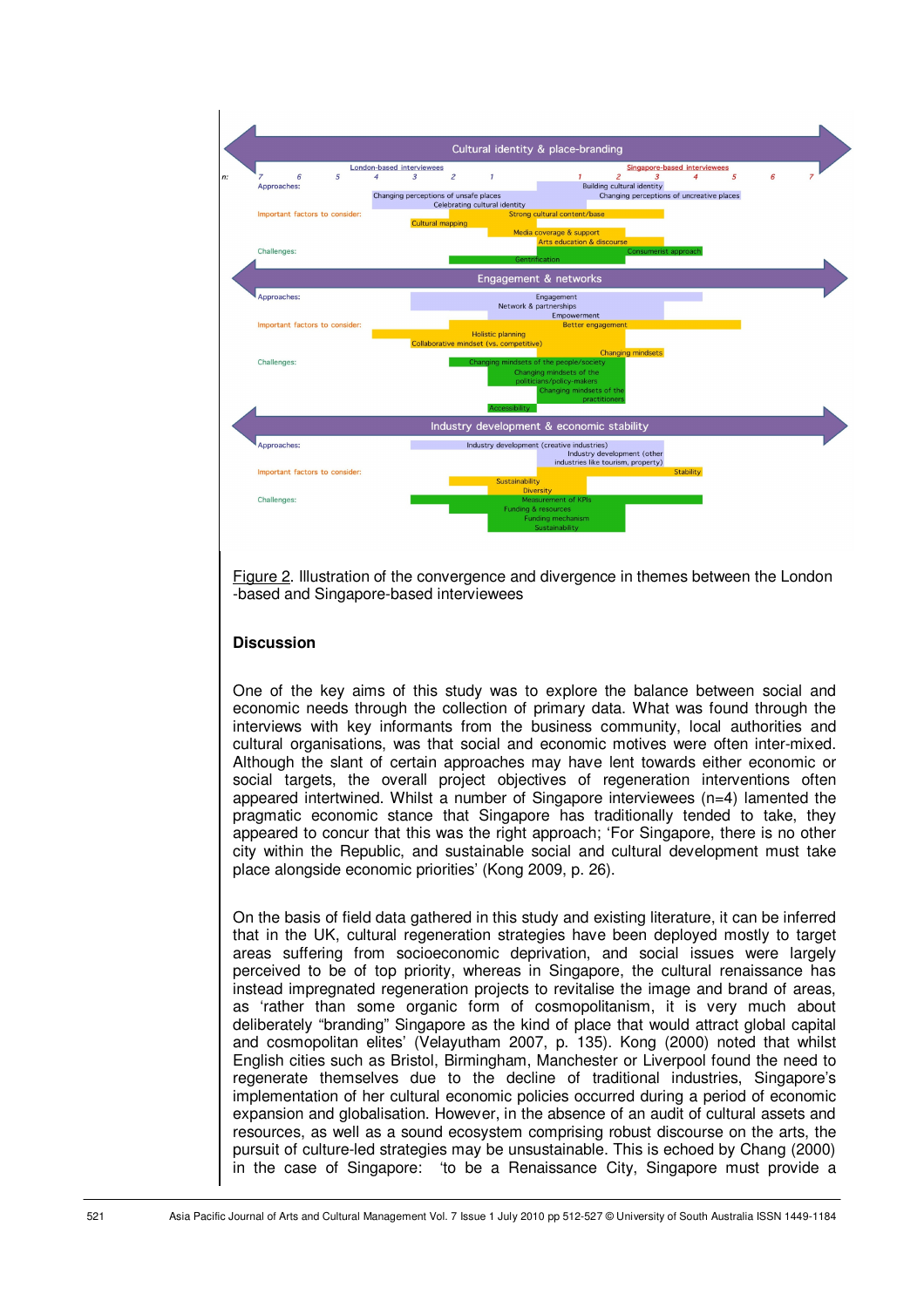Figure 2. Illustration of the convergence and divergence in themes between the London -based and Singapore-based interviewees

## Discussion

One of the key aims of this study was to explore the balance between social and economic needs through the collection of primary data. What was found through the interviews with key informants from the business community, local authorities and cultural organisations, was that social and economic motives were often inter-mixed. Although the slant of certain approaches may have lent towards either economic or social targets, the overall project objectives of regeneration interventions often appeared intertwined. Whilst a number of Singapore interviewees (n=4) lamented the pragmatic economic stance that Singapore has traditionally tended to take, they appeared to concur that this was the right approach; 'For Singapore, there is no other city within the Republic, and sustainable social and cultural development must take place alongside economic priorities' (Kong 2009, p. 26).

On the basis of field data gathered in this study and existing literature, it can be inferred that in the UK, cultural regeneration strategies have been deployed mostly to target areas suffering from socioeconomic deprivation, and social issues were largely perceived to be of top priority, whereas in Singapore, the cultural renaissance has instead impregnated regeneration projects to revitalise the image and brand of areas, as 'rather than some organic form of cosmopolitanism, it is very much about deliberately "branding" Singapore as the kind of place that would attract global capital and cosmopolitan elites' (Velayutham 2007, p. 135). Kong (2000) noted that whilst English cities such as Bristol, Birmingham, Manchester or Liverpool found the need to regenerate themselves due to the decline of traditional industries, Singapore's implementation of her cultural economic policies occurred during a period of economic expansion and globalisation. However, in the absence of an audit of cultural assets and resources, as well as a sound ecosystem comprising robust discourse on the arts, the pursuit of culture-led strategies may be unsustainable. This is echoed by Chang (2000) in the case of Singapore: 'to be a Renaissance City, Singapore must provide a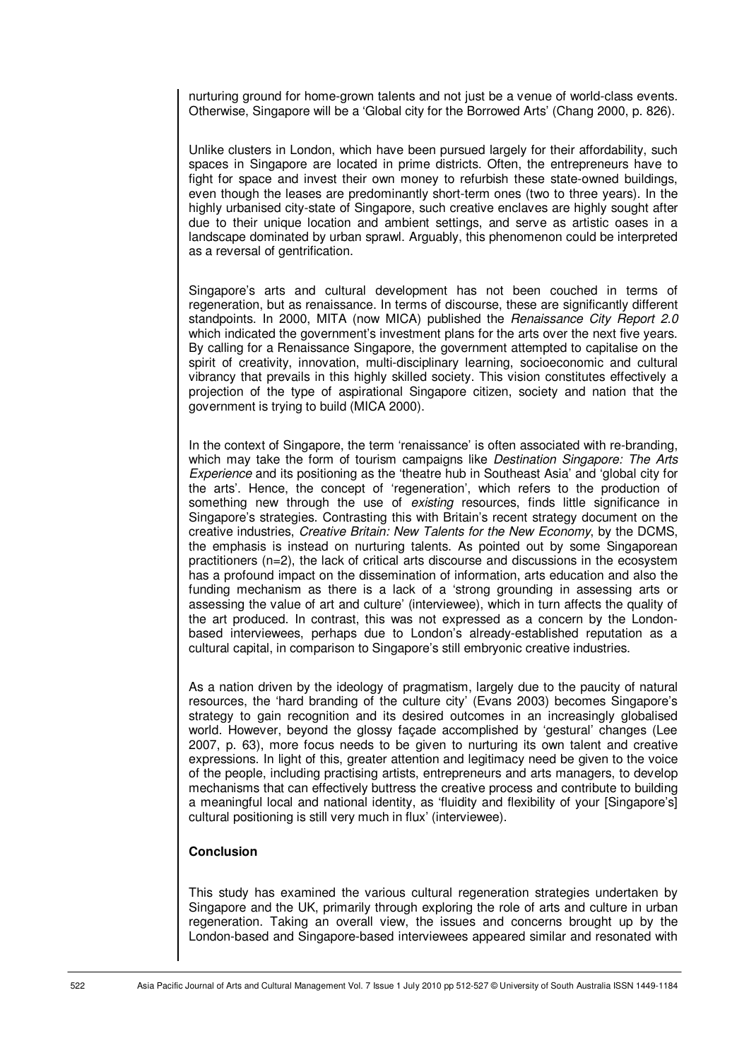nurturing ground for home-grown talents and not just be a venue of world-class events. Otherwise, Singapore will be a 'Global city for the Borrowed Arts' (Chang 2000, p. 826).

Unlike clusters in London, which have been pursued largely for their affordability, such spaces in Singapore are located in prime districts. Often, the entrepreneurs have to fight for space and invest their own money to refurbish these state-owned buildings, even though the leases are predominantly short-term ones (two to three years). In the highly urbanised city-state of Singapore, such creative enclaves are highly sought after due to their unique location and ambient settings, and serve as artistic oases in a landscape dominated by urban sprawl. Arguably, this phenomenon could be interpreted as a reversal of gentrification.

Singapore's arts and cultural development has not been couched in terms of regeneration, but as renaissance. In terms of discourse, these are significantly different standpoints. In 2000, MITA (now MICA) published the *Renaissance City Report 2.0* which indicated the government's investment plans for the arts over the next five years. By calling for a Renaissance Singapore, the government attempted to capitalise on the spirit of creativity, innovation, multi-disciplinary learning, socioeconomic and cultural vibrancy that prevails in this highly skilled society. This vision constitutes effectively a projection of the type of aspirational Singapore citizen, society and nation that the government is trying to build (MICA 2000).

In the context of Singapore, the term 'renaissance' is often associated with re-branding, which may take the form of tourism campaigns like *Destination Singapore: The Arts Experience* and its positioning as the 'theatre hub in Southeast Asia' and 'global city for the arts'. Hence, the concept of 'regeneration', which refers to the production of something new through the use of *existing* resources, finds little significance in Singapore's strategies. Contrasting this with Britain's recent strategy document on the creative industries, *Creative Britain: New Talents for the New Economy*, by the DCMS, the emphasis is instead on nurturing talents. As pointed out by some Singaporean practitioners (n=2), the lack of critical arts discourse and discussions in the ecosystem has a profound impact on the dissemination of information, arts education and also the funding mechanism as there is a lack of a 'strong grounding in assessing arts or assessing the value of art and culture' (interviewee), which in turn affects the quality of the art produced. In contrast, this was not expressed as a concern by the London-based interviewees, perhaps due to London's already-established reputation as a cultural capital, in comparison to Singapore's still embryonic creative industries.

As a nation driven by the ideology of pragmatism, largely due to the paucity of natural resources, the 'hard branding of the culture city' (Evans 2003) becomes Singapore's strategy to gain recognition and its desired outcomes in an increasingly globalised world. However, beyond the glossy façade accomplished by 'gestural' changes (Lee 2007, p. 63), more focus needs to be given to nurturing its own talent and creative expressions. In light of this, greater attention and legitimacy need be given to the voice of the people, including practising artists, entrepreneurs and arts managers, to develop mechanisms that can effectively buttress the creative process and contribute to building a meaningful local and national identity, as 'fluidity and flexibility of your [Singapore's] cultural positioning is still very much in flux' (interviewee).

## Conclusion

This study has examined the various cultural regeneration strategies undertaken by Singapore and the UK, primarily through exploring the role of arts and culture in urban regeneration. Taking an overall view, the issues and concerns brought up by the London-based and Singapore-based interviewees appeared similar and resonated with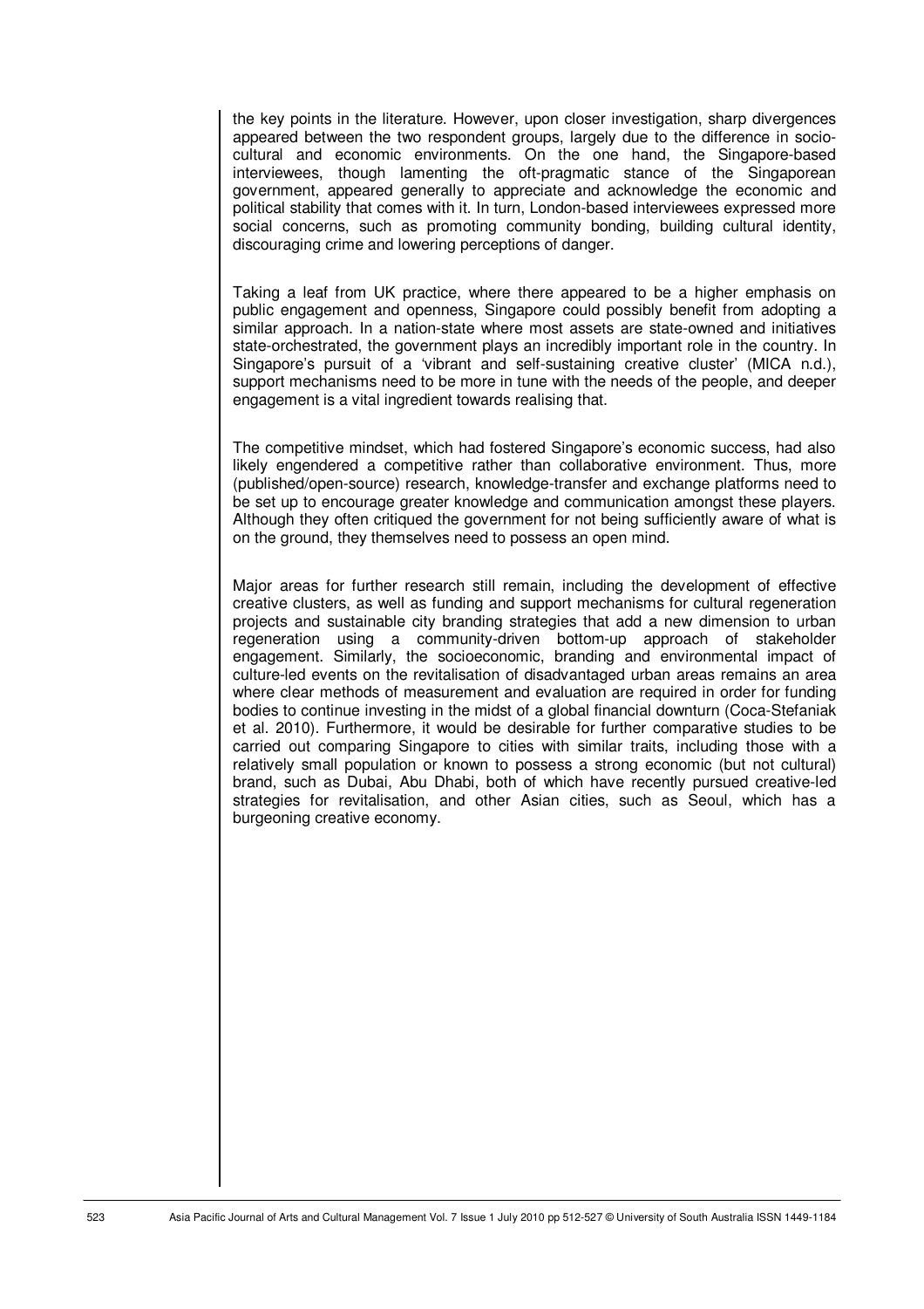the key points in the literature. However, upon closer investigation, sharp divergences appeared between the two respondent groups, largely due to the difference in socio-cultural and economic environments. On the one hand, the Singapore-based interviewees, though lamenting the oft-pragmatic stance of the Singaporean government, appeared generally to appreciate and acknowledge the economic and political stability that comes with it. In turn, London-based interviewees expressed more social concerns, such as promoting community bonding, building cultural identity, discouraging crime and lowering perceptions of danger.

Taking a leaf from UK practice, where there appeared to be a higher emphasis on public engagement and openness, Singapore could possibly benefit from adopting a similar approach. In a nation-state where most assets are state-owned and initiatives state-orchestrated, the government plays an incredibly important role in the country. In Singapore's pursuit of a 'vibrant and self-sustaining creative cluster' (MICA n.d.), support mechanisms need to be more in tune with the needs of the people, and deeper engagement is a vital ingredient towards realising that.

The competitive mindset, which had fostered Singapore's economic success, had also likely engendered a competitive rather than collaborative environment. Thus, more (published/open-source) research, knowledge-transfer and exchange platforms need to be set up to encourage greater knowledge and communication amongst these players. Although they often critiqued the government for not being sufficiently aware of what is on the ground, they themselves need to possess an open mind.

Major areas for further research still remain, including the development of effective creative clusters, as well as funding and support mechanisms for cultural regeneration projects and sustainable city branding strategies that add a new dimension to urban regeneration using a community-driven bottom-up approach of stakeholder engagement. Similarly, the socioeconomic, branding and environmental impact of culture-led events on the revitalisation of disadvantaged urban areas remains an area where clear methods of measurement and evaluation are required in order for funding bodies to continue investing in the midst of a global financial downturn (Coca-Stefaniak et al. 2010). Furthermore, it would be desirable for further comparative studies to be carried out comparing Singapore to cities with similar traits, including those with a relatively small population or known to possess a strong economic (but not cultural) brand, such as Dubai, Abu Dhabi, both of which have recently pursued creative-led strategies for revitalisation, and other Asian cities, such as Seoul, which has a burgeoning creative economy.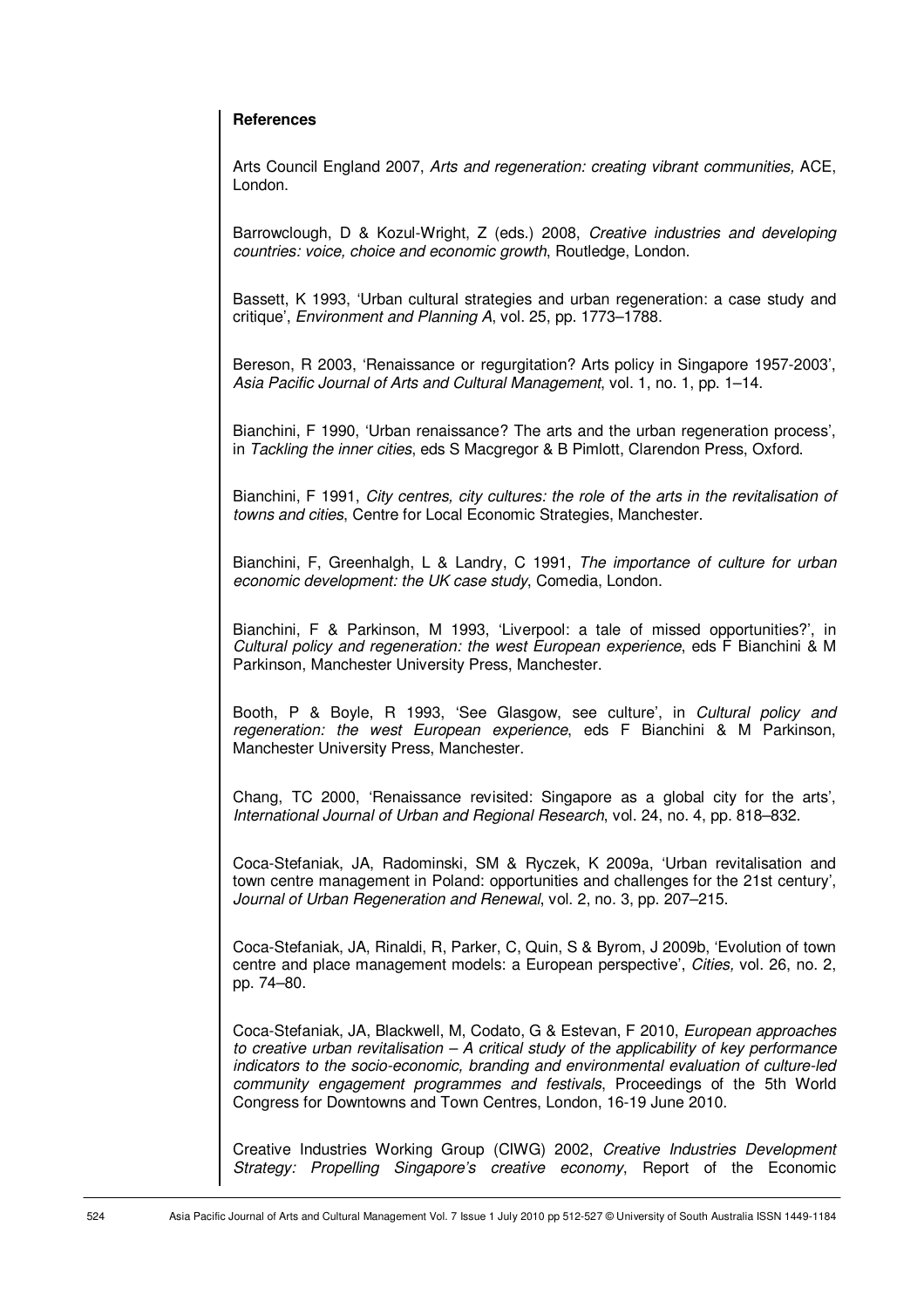**References**

Arts Council England 2007, *Arts and regeneration: creating vibrant communities,* ACE, London.

Barrowclough, D & Kozul-Wright, Z (eds.) 2008, *Creative industries and developing countries: voice, choice and economic growth*, Routledge, London.

Bassett, K 1993, 'Urban cultural strategies and urban regeneration: a case study and critique', *Environment and Planning A*, vol. 25, pp. 1773–1788.

Bereson, R 2003, 'Renaissance or regurgitation? Arts policy in Singapore 1957-2003', *Asia Pacific Journal of Arts and Cultural Management*, vol. 1, no. 1, pp. 1–14.

Bianchini, F 1990, 'Urban renaissance? The arts and the urban regeneration process', in *Tackling the inner cities*, eds S Macgregor & B Pimlott, Clarendon Press, Oxford.

Bianchini, F 1991, *City centres, city cultures: the role of the arts in the revitalisation of towns and cities*, Centre for Local Economic Strategies, Manchester.

Bianchini, F, Greenhalgh, L & Landry, C 1991, *The importance of culture for urban economic development: the UK case study*, Comedia, London.

Bianchini, F & Parkinson, M 1993, 'Liverpool: a tale of missed opportunities?', in *Cultural policy and regeneration: the west European experience*, eds F Bianchini & M Parkinson, Manchester University Press, Manchester.

Booth, P & Boyle, R 1993, 'See Glasgow, see culture', in *Cultural policy and regeneration: the west European experience*, eds F Bianchini & M Parkinson, Manchester University Press, Manchester.

Chang, TC 2000, 'Renaissance revisited: Singapore as a global city for the arts', *International Journal of Urban and Regional Research*, vol. 24, no. 4, pp. 818–832.

Coca-Stefaniak, JA, Radominski, SM & Ryczek, K 2009a, 'Urban revitalisation and town centre management in Poland: opportunities and challenges for the 21st century', *Journal of Urban Regeneration and Renewal*, vol. 2, no. 3, pp. 207–215.

Coca-Stefaniak, JA, Rinaldi, R, Parker, C, Quin, S & Byrom, J 2009b, 'Evolution of town centre and place management models: a European perspective', *Cities,* vol. 26, no. 2, pp. 74–80.

Coca-Stefaniak, JA, Blackwell, M, Codato, G & Estevan, F 2010, *European approaches to creative urban revitalisation – A critical study of the applicability of key performance indicators to the socio-economic, branding and environmental evaluation of culture-led community engagement programmes and festivals*, Proceedings of the 5th World Congress for Downtowns and Town Centres, London, 16-19 June 2010.

Creative Industries Working Group (CIWG) 2002, *Creative Industries Development Strategy: Propelling Singapore's creative economy*, Report of the Economic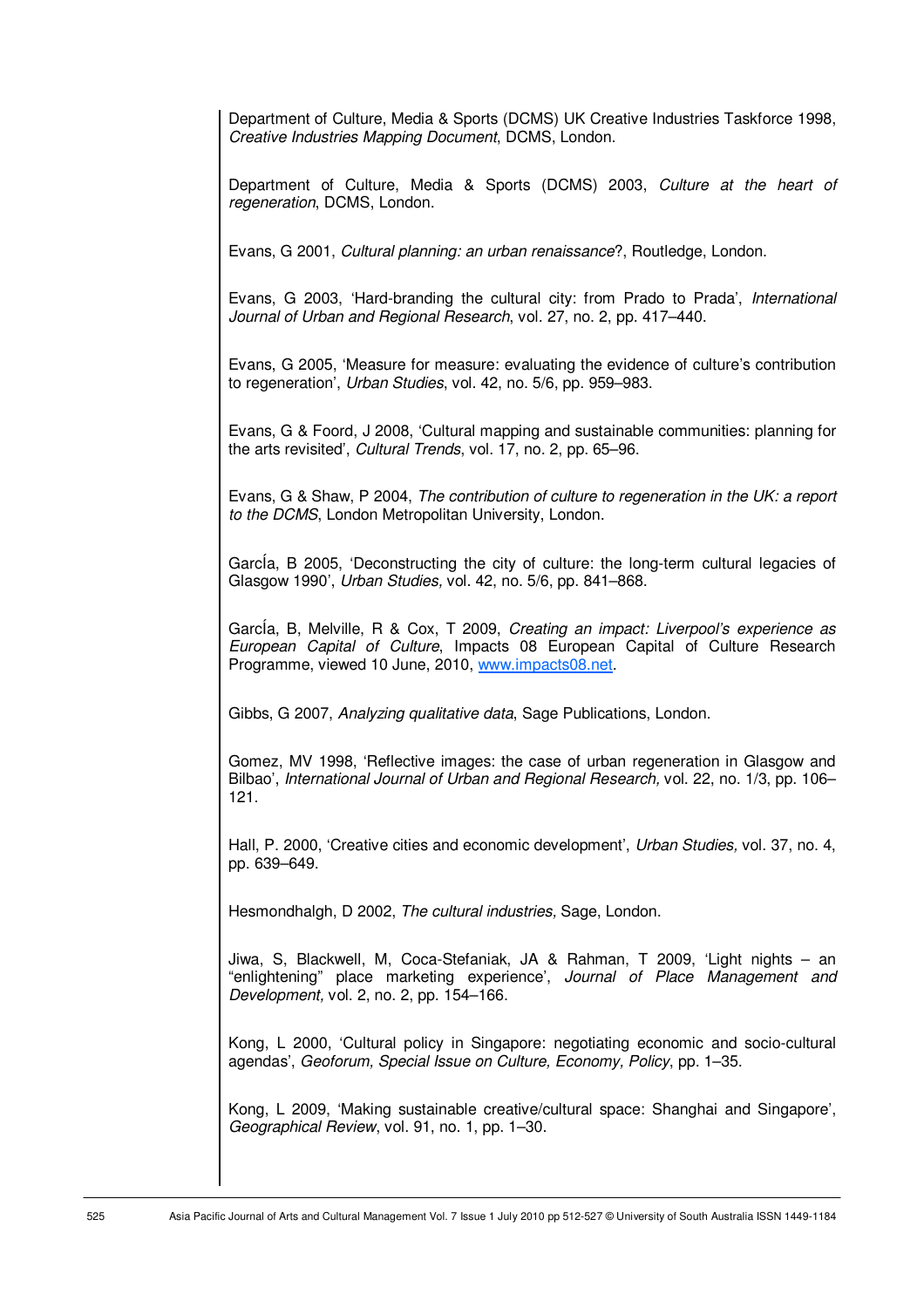Department of Culture, Media & Sports (DCMS) UK Creative Industries Taskforce 1998, *Creative Industries Mapping Document*, DCMS, London.

Department of Culture, Media & Sports (DCMS) 2003, *Culture at the heart of regeneration*, DCMS, London.

Evans, G 2001, *Cultural planning: an urban renaissance*?, Routledge, London.

Evans, G 2003, 'Hard-branding the cultural city: from Prado to Prada', *International Journal of Urban and Regional Research*, vol. 27, no. 2, pp. 417–440.

Evans, G 2005, 'Measure for measure: evaluating the evidence of culture's contribution to regeneration', *Urban Studies*, vol. 42, no. 5/6, pp. 959–983.

Evans, G & Foord, J 2008, 'Cultural mapping and sustainable communities: planning for the arts revisited', *Cultural Trends*, vol. 17, no. 2, pp. 65–96.

Evans, G & Shaw, P 2004, *The contribution of culture to regeneration in the UK: a report to the DCMS*, London Metropolitan University, London.

GarcÍa, B 2005, 'Deconstructing the city of culture: the long-term cultural legacies of Glasgow 1990', *Urban Studies,* vol. 42, no. 5/6, pp. 841–868.

GarcÍa, B, Melville, R & Cox, T 2009, *Creating an impact: Liverpool's experience as European Capital of Culture*, Impacts 08 European Capital of Culture Research Programme, viewed 10 June, 2010, [www.impacts08.net](www.impacts08.net).

Gibbs, G 2007, *Analyzing qualitative data*, Sage Publications, London.

Gomez, MV 1998, 'Reflective images: the case of urban regeneration in Glasgow and Bilbao', *International Journal of Urban and Regional Research,* vol. 22, no. 1/3, pp. 106–121.

Hall, P. 2000, 'Creative cities and economic development', *Urban Studies,* vol. 37, no. 4, pp. 639–649.

Hesmondhalgh, D 2002, *The cultural industries,* Sage, London.

Jiwa, S, Blackwell, M, Coca-Stefaniak, JA & Rahman, T 2009, 'Light nights – an "enlightening" place marketing experience', *Journal of Place Management and Development,* vol. 2, no. 2, pp. 154–166.

Kong, L 2000, 'Cultural policy in Singapore: negotiating economic and socio-cultural agendas', *Geoforum, Special Issue on Culture, Economy, Policy*, pp. 1–35.

Kong, L 2009, 'Making sustainable creative/cultural space: Shanghai and Singapore', *Geographical Review*, vol. 91, no. 1, pp. 1–30.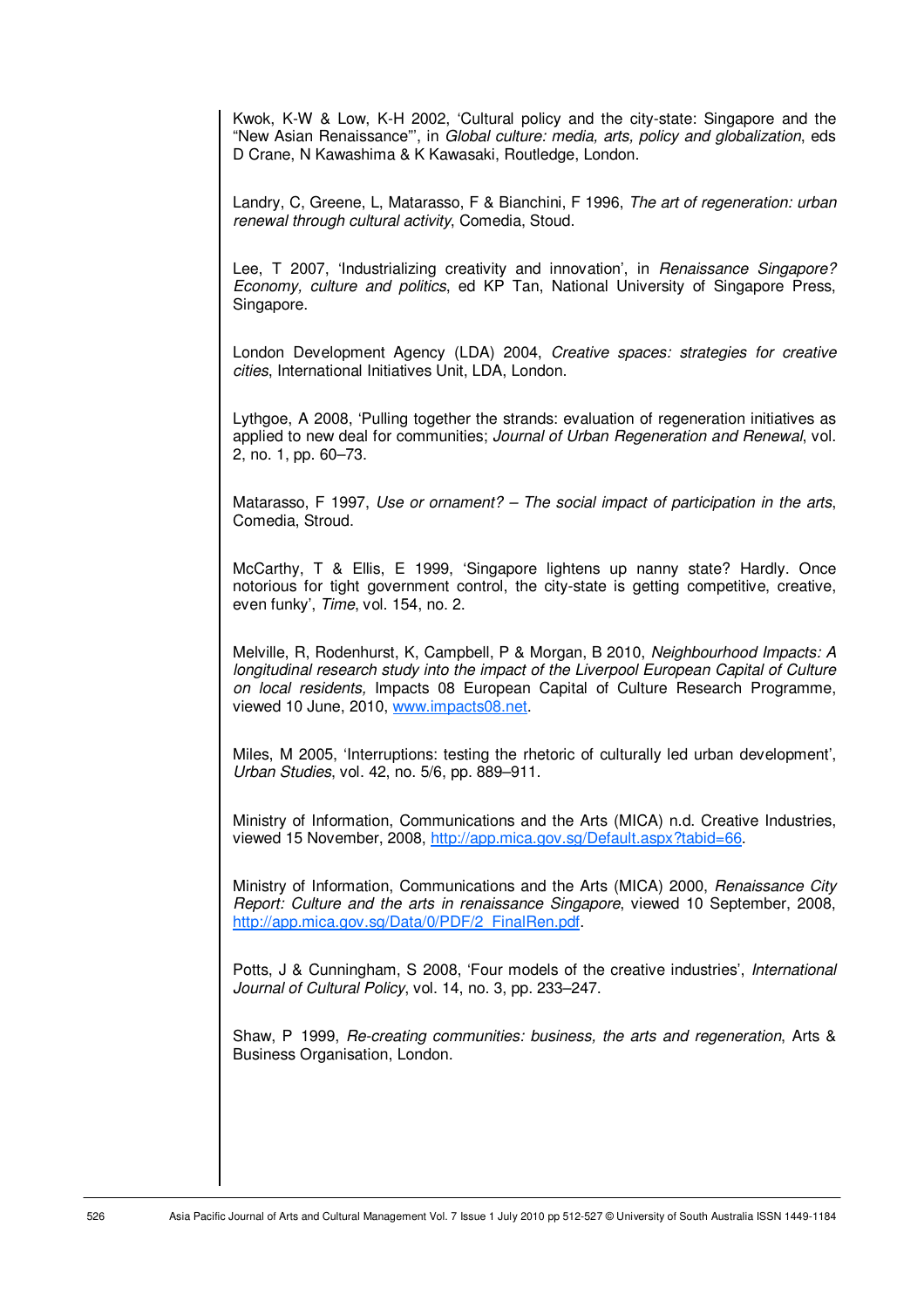Kwok, K-W & Low, K-H 2002, 'Cultural policy and the city-state: Singapore and the "New Asian Renaissance"', in *Global culture: media, arts, policy and globalization*, eds D Crane, N Kawashima & K Kawasaki, Routledge, London.

Landry, C, Greene, L, Matarasso, F & Bianchini, F 1996, *The art of regeneration: urban renewal through cultural activity*, Comedia, Stoud.

Lee, T 2007, 'Industrializing creativity and innovation', in *Renaissance Singapore? Economy, culture and politics*, ed KP Tan, National University of Singapore Press, Singapore.

London Development Agency (LDA) 2004, *Creative spaces: strategies for creative cities*, International Initiatives Unit, LDA, London.

Lythgoe, A 2008, 'Pulling together the strands: evaluation of regeneration initiatives as applied to new deal for communities; *Journal of Urban Regeneration and Renewal*, vol. 2, no. 1, pp. 60–73.

Matarasso, F 1997, *Use or ornament? – The social impact of participation in the arts*, Comedia, Stroud.

McCarthy, T & Ellis, E 1999, 'Singapore lightens up nanny state? Hardly. Once notorious for tight government control, the city-state is getting competitive, creative, even funky', *Time*, vol. 154, no. 2.

Melville, R, Rodenhurst, K, Campbell, P & Morgan, B 2010, *Neighbourhood Impacts: A longitudinal research study into the impact of the Liverpool European Capital of Culture on local residents,* Impacts 08 European Capital of Culture Research Programme, viewed 10 June, 2010, www.impacts08.net.

Miles, M 2005, 'Interruptions: testing the rhetoric of culturally led urban development', *Urban Studies*, vol. 42, no. 5/6, pp. 889–911.

Ministry of Information, Communications and the Arts (MICA) n.d. Creative Industries, viewed 15 November, 2008, http://app.mica.gov.sg/Default.aspx?tabid=66.

Ministry of Information, Communications and the Arts (MICA) 2000, *Renaissance City Report: Culture and the arts in renaissance Singapore*, viewed 10 September, 2008, http://app.mica.gov.sg/Data/0/PDF/2_FinalRen.pdf.

Potts, J & Cunningham, S 2008, 'Four models of the creative industries', *International Journal of Cultural Policy*, vol. 14, no. 3, pp. 233–247.

Shaw, P 1999, *Re-creating communities: business, the arts and regeneration*, Arts & Business Organisation, London.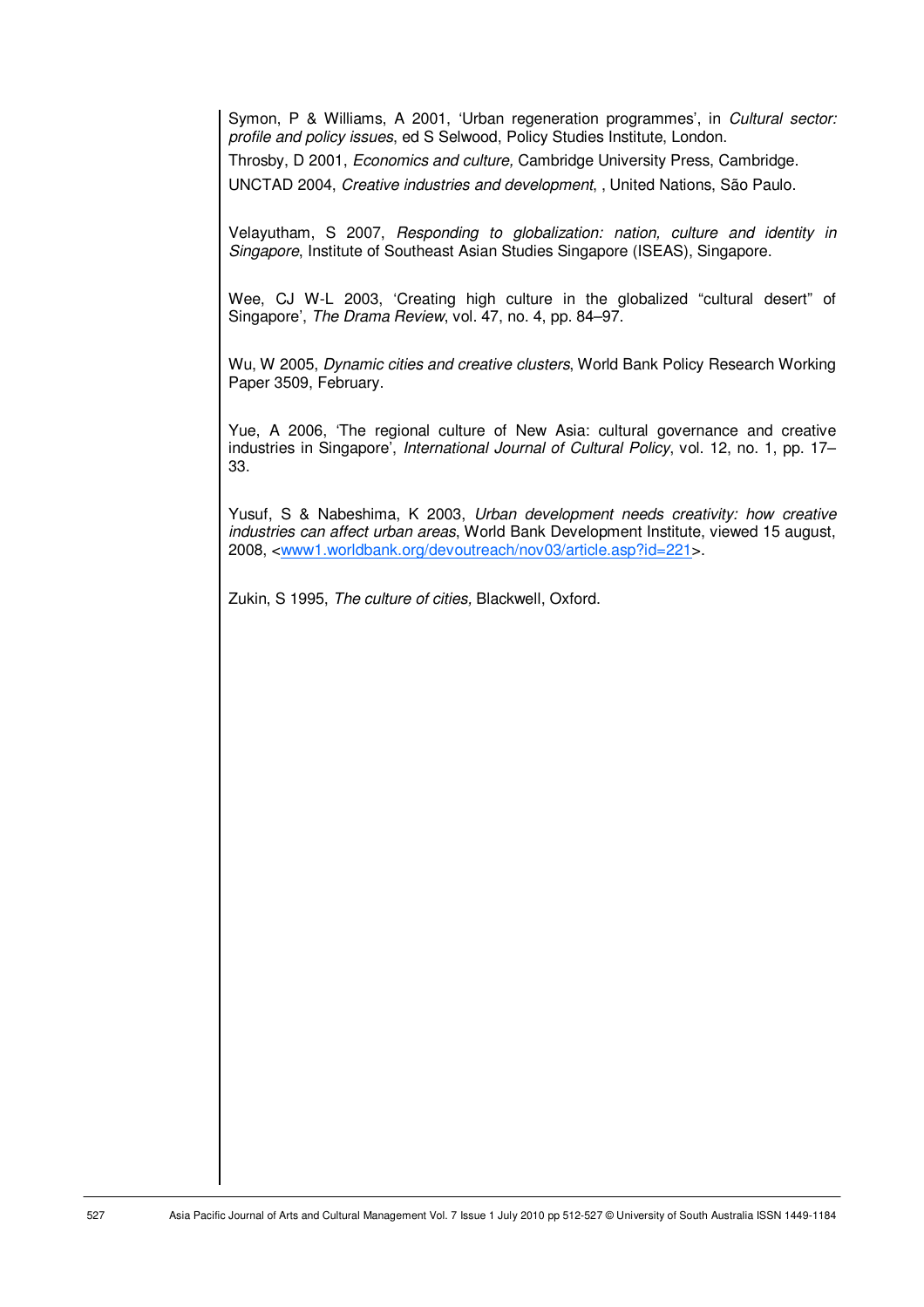Symon, P & Williams, A 2001, ‘Urban regeneration programmes’, in *Cultural sector: profile and policy issues*, ed S Selwood, Policy Studies Institute, London.

Throsby, D 2001, *Economics and culture,* Cambridge University Press, Cambridge.

UNCTAD 2004, *Creative industries and development*, , United Nations, São Paulo.

Velayutham, S 2007, *Responding to globalization: nation, culture and identity in Singapore*, Institute of Southeast Asian Studies Singapore (ISEAS), Singapore.

Wee, CJ W-L 2003, ‘Creating high culture in the globalized “cultural desert” of Singapore’, *The Drama Review*, vol. 47, no. 4, pp. 84–97.

Wu, W 2005, *Dynamic cities and creative clusters*, World Bank Policy Research Working Paper 3509, February.

Yue, A 2006, ‘The regional culture of New Asia: cultural governance and creative industries in Singapore’, *International Journal of Cultural Policy*, vol. 12, no. 1, pp. 17–33.

Yusuf, S & Nabeshima, K 2003, *Urban development needs creativity: how creative industries can affect urban areas*, World Bank Development Institute, viewed 15 august, 2008, <www1.worldbank.org/devoutreach/nov03/article.asp?id=221>.

Zukin, S 1995, *The culture of cities,* Blackwell, Oxford.